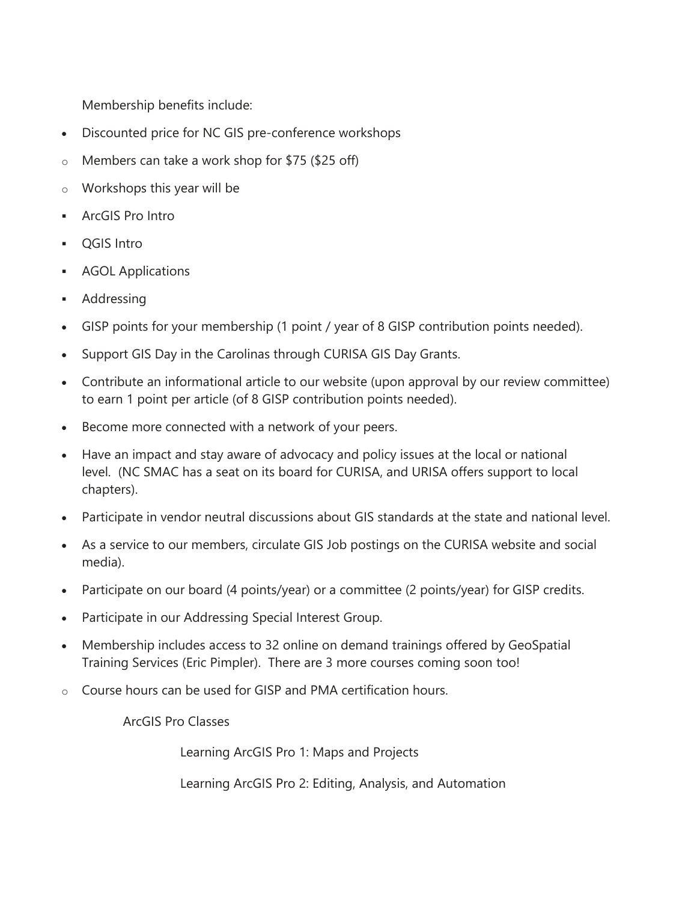Membership benefits include:

- Discounted price for NC GIS pre-conference workshops
  - Members can take a work shop for $75 ($25 off)
  - Workshops this year will be
    - ArcGIS Pro Intro
    - QGIS Intro
    - AGOL Applications
    - Addressing
- GISP points for your membership (1 point / year of 8 GISP contribution points needed).
- Support GIS Day in the Carolinas through CURISA GIS Day Grants.
- Contribute an informational article to our website (upon approval by our review committee) to earn 1 point per article (of 8 GISP contribution points needed).
- Become more connected with a network of your peers.
- Have an impact and stay aware of advocacy and policy issues at the local or national level. (NC SMAC has a seat on its board for CURISA, and URISA offers support to local chapters).
- Participate in vendor neutral discussions about GIS standards at the state and national level.
- As a service to our members, circulate GIS Job postings on the CURISA website and social media).
- Participate on our board (4 points/year) or a committee (2 points/year) for GISP credits.
- Participate in our Addressing Special Interest Group.
- Membership includes access to 32 online on demand trainings offered by GeoSpatial Training Services (Eric Pimpler). There are 3 more courses coming soon too!
  - Course hours can be used for GISP and PMA certification hours.

ArcGIS Pro Classes

Learning ArcGIS Pro 1: Maps and Projects

Learning ArcGIS Pro 2: Editing, Analysis, and Automation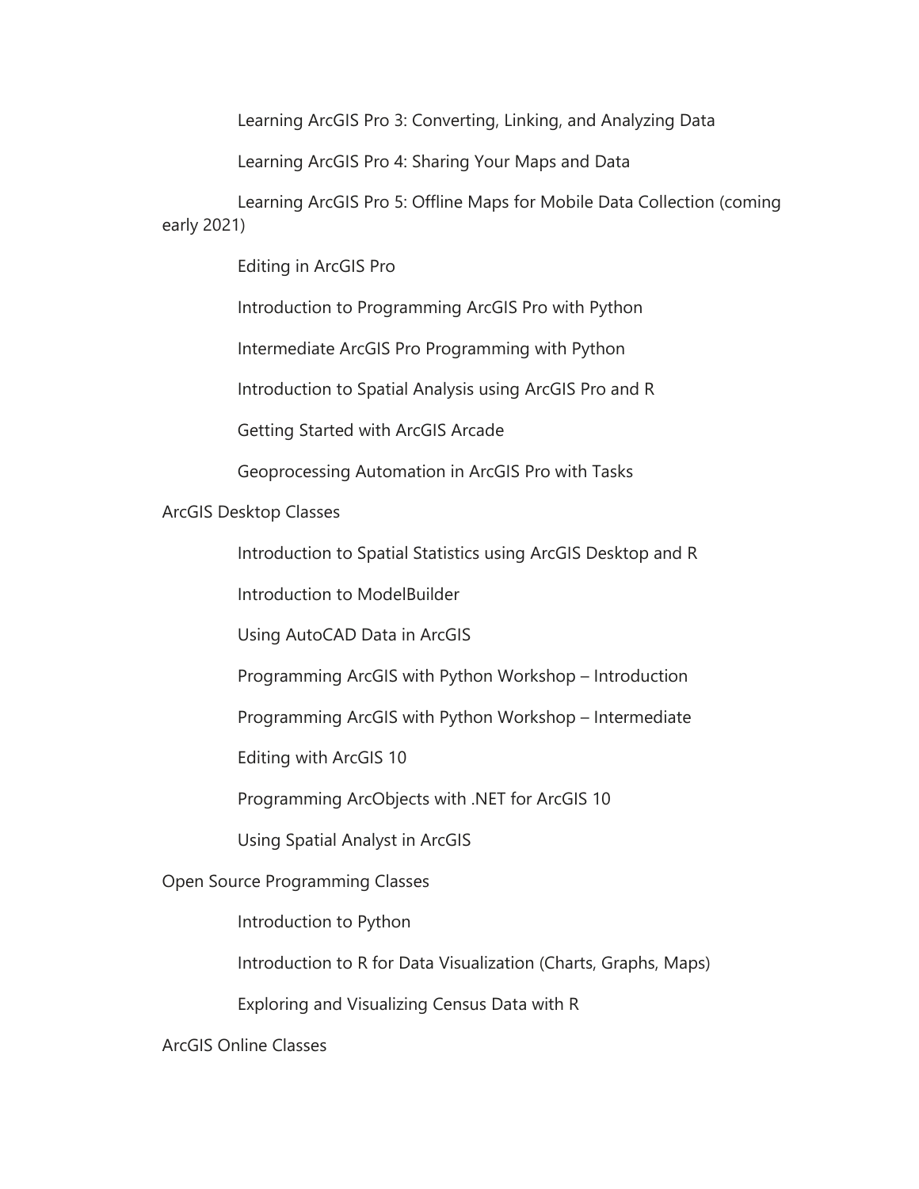- Learning ArcGIS Pro 3: Converting, Linking, and Analyzing Data
- Learning ArcGIS Pro 4: Sharing Your Maps and Data
- Learning ArcGIS Pro 5: Offline Maps for Mobile Data Collection (coming early 2021)
- Editing in ArcGIS Pro
- Introduction to Programming ArcGIS Pro with Python
- Intermediate ArcGIS Pro Programming with Python
- Introduction to Spatial Analysis using ArcGIS Pro and R
- Getting Started with ArcGIS Arcade
- Geoprocessing Automation in ArcGIS Pro with Tasks

ArcGIS Desktop Classes

- Introduction to Spatial Statistics using ArcGIS Desktop and R
- Introduction to ModelBuilder
- Using AutoCAD Data in ArcGIS
- Programming ArcGIS with Python Workshop – Introduction
- Programming ArcGIS with Python Workshop – Intermediate
- Editing with ArcGIS 10
- Programming ArcObjects with .NET for ArcGIS 10
- Using Spatial Analyst in ArcGIS

Open Source Programming Classes

- Introduction to Python
- Introduction to R for Data Visualization (Charts, Graphs, Maps)
- Exploring and Visualizing Census Data with R

ArcGIS Online Classes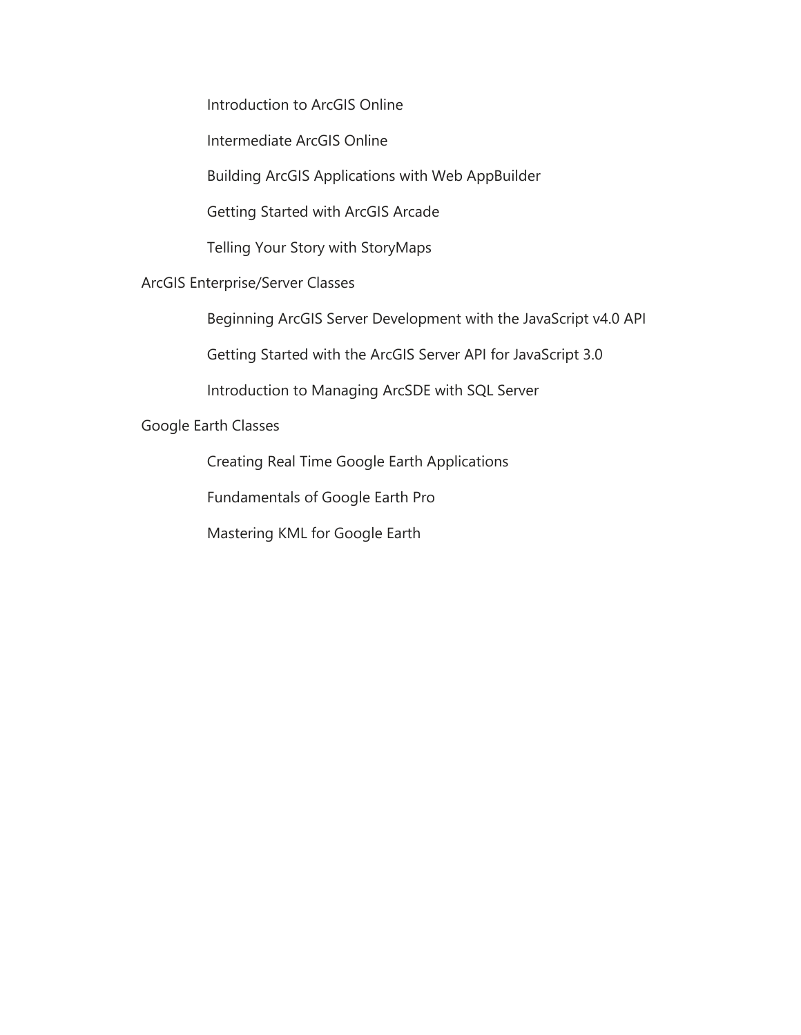- Introduction to ArcGIS Online
- Intermediate ArcGIS Online
- Building ArcGIS Applications with Web AppBuilder
- Getting Started with ArcGIS Arcade
- Telling Your Story with StoryMaps

ArcGIS Enterprise/Server Classes

- Beginning ArcGIS Server Development with the JavaScript v4.0 API
- Getting Started with the ArcGIS Server API for JavaScript 3.0
- Introduction to Managing ArcSDE with SQL Server

Google Earth Classes

- Creating Real Time Google Earth Applications
- Fundamentals of Google Earth Pro
- Mastering KML for Google Earth